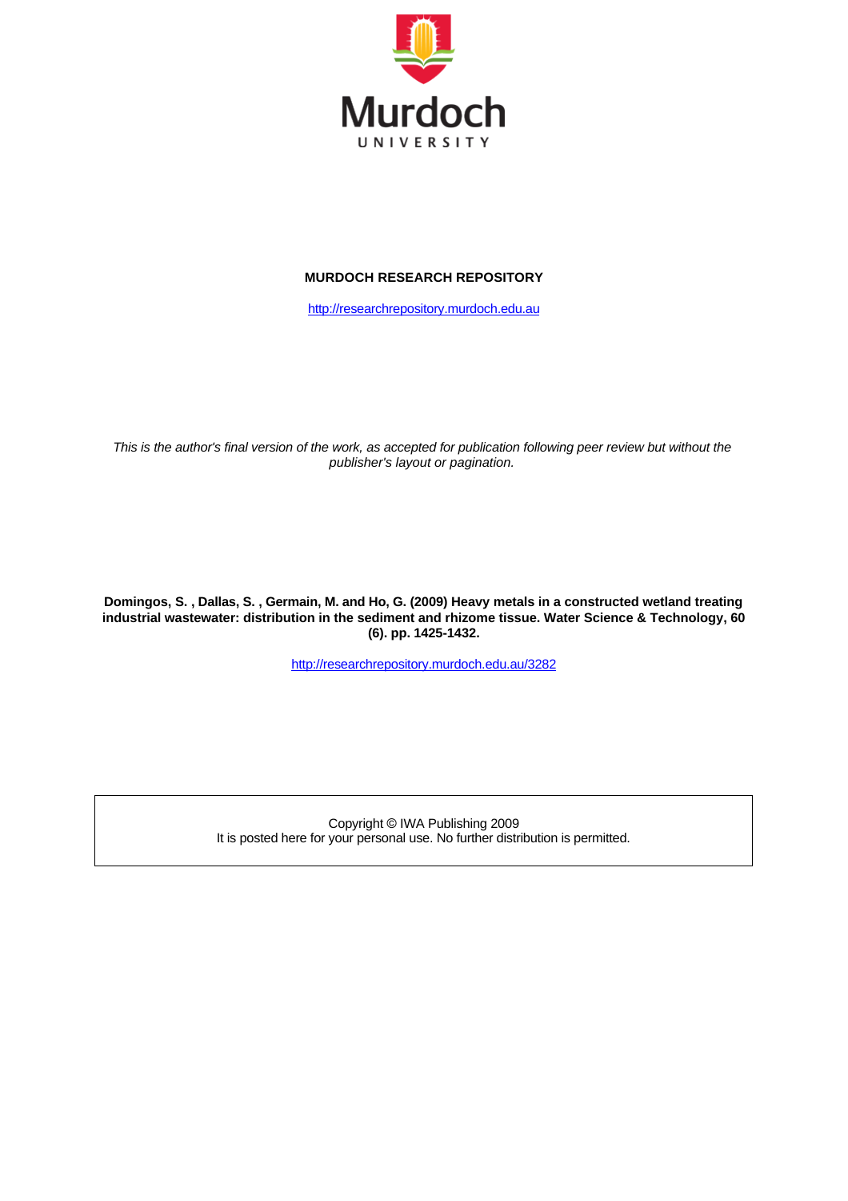Murdoch
UNIVERSITY

**MURDOCH RESEARCH REPOSITORY**

http://researchrepository.murdoch.edu.au

*This is the author's final version of the work, as accepted for publication following peer review but without the publisher's layout or pagination.*

**Domingos, S. , Dallas, S. , Germain, M. and Ho, G. (2009) Heavy metals in a constructed wetland treating industrial wastewater: distribution in the sediment and rhizome tissue. Water Science & Technology, 60 (6). pp. 1425-1432.**

http://researchrepository.murdoch.edu.au/3282

Copyright © IWA Publishing 2009
It is posted here for your personal use. No further distribution is permitted.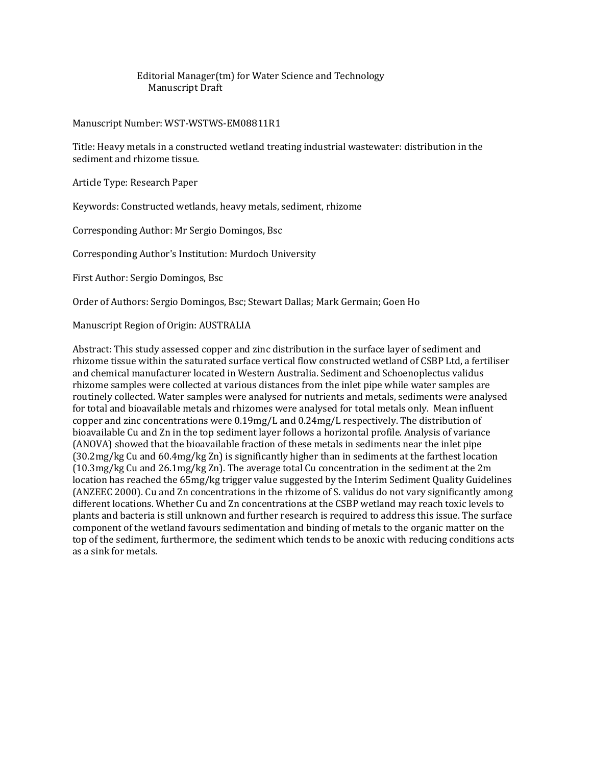Editorial Manager(tm) for Water Science and Technology
Manuscript Draft

Manuscript Number: WST-WSTWS-EM08811R1

Title: Heavy metals in a constructed wetland treating industrial wastewater: distribution in the sediment and rhizome tissue.

Article Type: Research Paper

Keywords: Constructed wetlands, heavy metals, sediment, rhizome

Corresponding Author: Mr Sergio Domingos, Bsc

Corresponding Author's Institution: Murdoch University

First Author: Sergio Domingos, Bsc

Order of Authors: Sergio Domingos, Bsc; Stewart Dallas; Mark Germain; Goen Ho

Manuscript Region of Origin: AUSTRALIA

Abstract: This study assessed copper and zinc distribution in the surface layer of sediment and rhizome tissue within the saturated surface vertical flow constructed wetland of CSBP Ltd, a fertiliser and chemical manufacturer located in Western Australia. Sediment and Schoenoplectus validus rhizome samples were collected at various distances from the inlet pipe while water samples are routinely collected. Water samples were analysed for nutrients and metals, sediments were analysed for total and bioavailable metals and rhizomes were analysed for total metals only. Mean influent copper and zinc concentrations were 0.19mg/L and 0.24mg/L respectively. The distribution of bioavailable Cu and Zn in the top sediment layer follows a horizontal profile. Analysis of variance (ANOVA) showed that the bioavailable fraction of these metals in sediments near the inlet pipe (30.2mg/kg Cu and 60.4mg/kg Zn) is significantly higher than in sediments at the farthest location (10.3mg/kg Cu and 26.1mg/kg Zn). The average total Cu concentration in the sediment at the 2m location has reached the 65mg/kg trigger value suggested by the Interim Sediment Quality Guidelines (ANZEEC 2000). Cu and Zn concentrations in the rhizome of S. validus do not vary significantly among different locations. Whether Cu and Zn concentrations at the CSBP wetland may reach toxic levels to plants and bacteria is still unknown and further research is required to address this issue. The surface component of the wetland favours sedimentation and binding of metals to the organic matter on the top of the sediment, furthermore, the sediment which tends to be anoxic with reducing conditions acts as a sink for metals.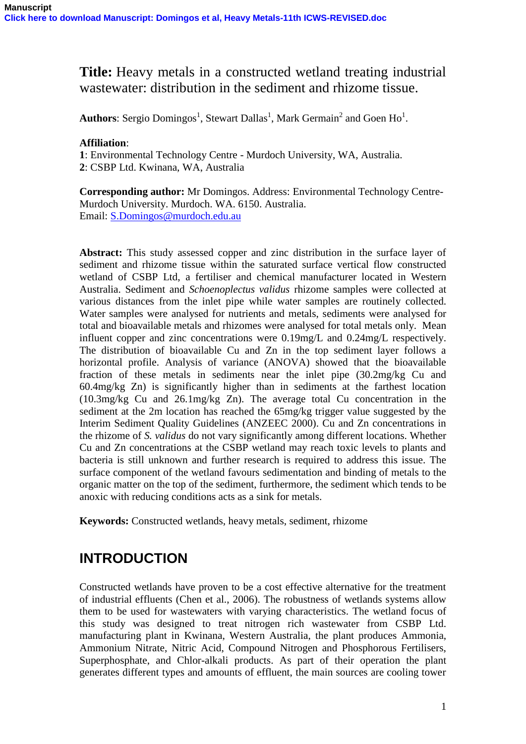Manuscript
Click here to download Manuscript: Domingos et al, Heavy Metals-11th ICWS-REVISED.doc

**Title:** Heavy metals in a constructed wetland treating industrial wastewater: distribution in the sediment and rhizome tissue.

**Authors**: Sergio Domingos[1], Stewart Dallas[1], Mark Germain[2] and Goen Ho[1].

**Affiliation**:
**1**: Environmental Technology Centre - Murdoch University, WA, Australia.
**2**: CSBP Ltd. Kwinana, WA, Australia

**Corresponding author:** Mr Domingos. Address: Environmental Technology Centre-Murdoch University. Murdoch. WA. 6150. Australia.
Email: S.Domingos@murdoch.edu.au

**Abstract:** This study assessed copper and zinc distribution in the surface layer of sediment and rhizome tissue within the saturated surface vertical flow constructed wetland of CSBP Ltd, a fertiliser and chemical manufacturer located in Western Australia. Sediment and *Schoenoplectus validus* rhizome samples were collected at various distances from the inlet pipe while water samples are routinely collected. Water samples were analysed for nutrients and metals, sediments were analysed for total and bioavailable metals and rhizomes were analysed for total metals only. Mean influent copper and zinc concentrations were 0.19mg/L and 0.24mg/L respectively. The distribution of bioavailable Cu and Zn in the top sediment layer follows a horizontal profile. Analysis of variance (ANOVA) showed that the bioavailable fraction of these metals in sediments near the inlet pipe (30.2mg/kg Cu and 60.4mg/kg Zn) is significantly higher than in sediments at the farthest location (10.3mg/kg Cu and 26.1mg/kg Zn). The average total Cu concentration in the sediment at the 2m location has reached the 65mg/kg trigger value suggested by the Interim Sediment Quality Guidelines (ANZEEC 2000). Cu and Zn concentrations in the rhizome of *S. validus* do not vary significantly among different locations. Whether Cu and Zn concentrations at the CSBP wetland may reach toxic levels to plants and bacteria is still unknown and further research is required to address this issue. The surface component of the wetland favours sedimentation and binding of metals to the organic matter on the top of the sediment, furthermore, the sediment which tends to be anoxic with reducing conditions acts as a sink for metals.

**Keywords:** Constructed wetlands, heavy metals, sediment, rhizome

## INTRODUCTION

Constructed wetlands have proven to be a cost effective alternative for the treatment of industrial effluents (Chen et al., 2006). The robustness of wetlands systems allow them to be used for wastewaters with varying characteristics. The wetland focus of this study was designed to treat nitrogen rich wastewater from CSBP Ltd. manufacturing plant in Kwinana, Western Australia, the plant produces Ammonia, Ammonium Nitrate, Nitric Acid, Compound Nitrogen and Phosphorous Fertilisers, Superphosphate, and Chlor-alkali products. As part of their operation the plant generates different types and amounts of effluent, the main sources are cooling tower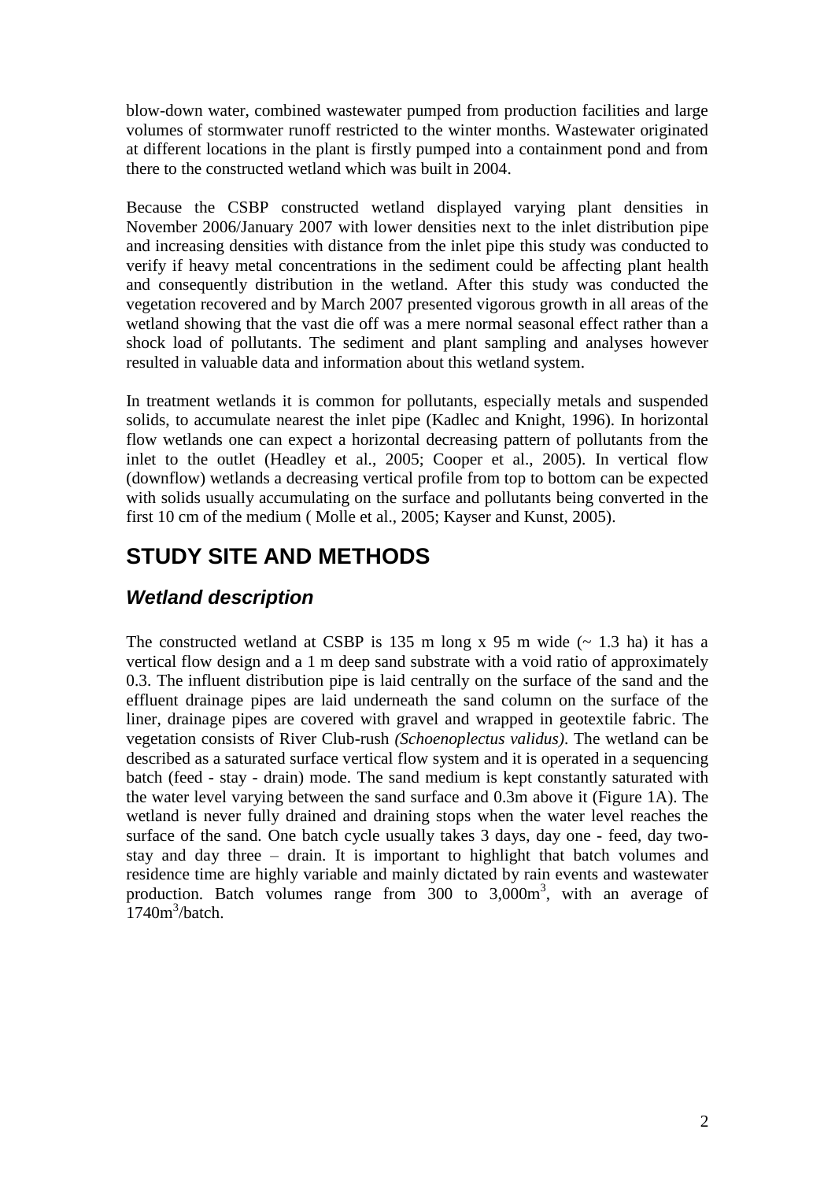blow-down water, combined wastewater pumped from production facilities and large volumes of stormwater runoff restricted to the winter months. Wastewater originated at different locations in the plant is firstly pumped into a containment pond and from there to the constructed wetland which was built in 2004.

Because the CSBP constructed wetland displayed varying plant densities in November 2006/January 2007 with lower densities next to the inlet distribution pipe and increasing densities with distance from the inlet pipe this study was conducted to verify if heavy metal concentrations in the sediment could be affecting plant health and consequently distribution in the wetland. After this study was conducted the vegetation recovered and by March 2007 presented vigorous growth in all areas of the wetland showing that the vast die off was a mere normal seasonal effect rather than a shock load of pollutants. The sediment and plant sampling and analyses however resulted in valuable data and information about this wetland system.

In treatment wetlands it is common for pollutants, especially metals and suspended solids, to accumulate nearest the inlet pipe (Kadlec and Knight, 1996). In horizontal flow wetlands one can expect a horizontal decreasing pattern of pollutants from the inlet to the outlet (Headley et al., 2005; Cooper et al., 2005). In vertical flow (downflow) wetlands a decreasing vertical profile from top to bottom can be expected with solids usually accumulating on the surface and pollutants being converted in the first 10 cm of the medium ( Molle et al., 2005; Kayser and Kunst, 2005).

# STUDY SITE AND METHODS

## *Wetland description*

The constructed wetland at CSBP is 135 m long x 95 m wide (~ 1.3 ha) it has a vertical flow design and a 1 m deep sand substrate with a void ratio of approximately 0.3. The influent distribution pipe is laid centrally on the surface of the sand and the effluent drainage pipes are laid underneath the sand column on the surface of the liner, drainage pipes are covered with gravel and wrapped in geotextile fabric. The vegetation consists of River Club-rush *(Schoenoplectus validus)*. The wetland can be described as a saturated surface vertical flow system and it is operated in a sequencing batch (feed - stay - drain) mode. The sand medium is kept constantly saturated with the water level varying between the sand surface and 0.3m above it (Figure 1A). The wetland is never fully drained and draining stops when the water level reaches the surface of the sand. One batch cycle usually takes 3 days, day one - feed, day two-stay and day three – drain. It is important to highlight that batch volumes and residence time are highly variable and mainly dictated by rain events and wastewater production. Batch volumes range from 300 to 3,000m$^3$, with an average of 1740m$^3$/batch.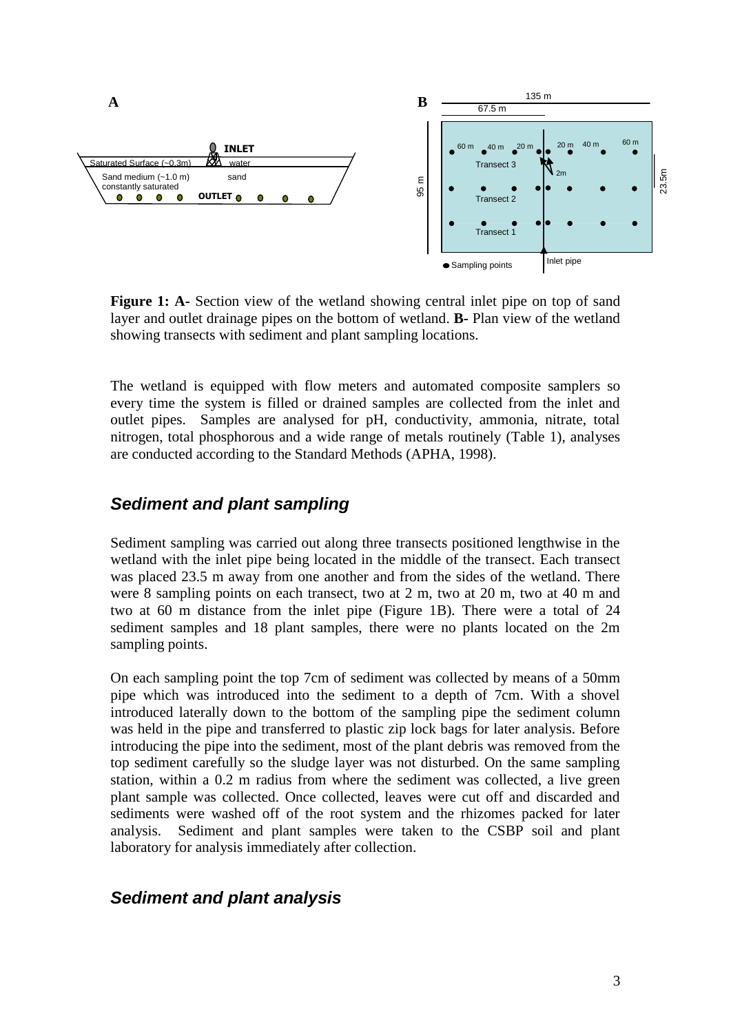**Figure 1: A-** Section view of the wetland showing central inlet pipe on top of sand layer and outlet drainage pipes on the bottom of wetland. **B-** Plan view of the wetland showing transects with sediment and plant sampling locations.

The wetland is equipped with flow meters and automated composite samplers so every time the system is filled or drained samples are collected from the inlet and outlet pipes. Samples are analysed for pH, conductivity, ammonia, nitrate, total nitrogen, total phosphorous and a wide range of metals routinely (Table 1), analyses are conducted according to the Standard Methods (APHA, 1998).

## *Sediment and plant sampling*

Sediment sampling was carried out along three transects positioned lengthwise in the wetland with the inlet pipe being located in the middle of the transect. Each transect was placed 23.5 m away from one another and from the sides of the wetland. There were 8 sampling points on each transect, two at 2 m, two at 20 m, two at 40 m and two at 60 m distance from the inlet pipe (Figure 1B). There were a total of 24 sediment samples and 18 plant samples, there were no plants located on the 2m sampling points.

On each sampling point the top 7cm of sediment was collected by means of a 50mm pipe which was introduced into the sediment to a depth of 7cm. With a shovel introduced laterally down to the bottom of the sampling pipe the sediment column was held in the pipe and transferred to plastic zip lock bags for later analysis. Before introducing the pipe into the sediment, most of the plant debris was removed from the top sediment carefully so the sludge layer was not disturbed. On the same sampling station, within a 0.2 m radius from where the sediment was collected, a live green plant sample was collected. Once collected, leaves were cut off and discarded and sediments were washed off of the root system and the rhizomes packed for later analysis. Sediment and plant samples were taken to the CSBP soil and plant laboratory for analysis immediately after collection.

## *Sediment and plant analysis*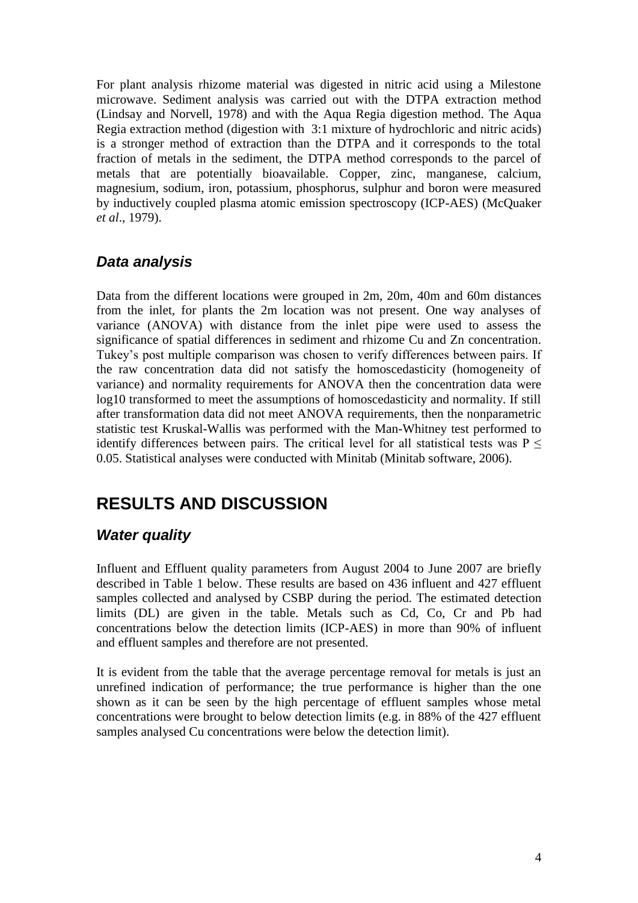For plant analysis rhizome material was digested in nitric acid using a Milestone microwave. Sediment analysis was carried out with the DTPA extraction method (Lindsay and Norvell, 1978) and with the Aqua Regia digestion method. The Aqua Regia extraction method (digestion with 3:1 mixture of hydrochloric and nitric acids) is a stronger method of extraction than the DTPA and it corresponds to the total fraction of metals in the sediment, the DTPA method corresponds to the parcel of metals that are potentially bioavailable. Copper, zinc, manganese, calcium, magnesium, sodium, iron, potassium, phosphorus, sulphur and boron were measured by inductively coupled plasma atomic emission spectroscopy (ICP-AES) (McQuaker *et al*., 1979).

### *Data analysis*

Data from the different locations were grouped in 2m, 20m, 40m and 60m distances from the inlet, for plants the 2m location was not present. One way analyses of variance (ANOVA) with distance from the inlet pipe were used to assess the significance of spatial differences in sediment and rhizome Cu and Zn concentration. Tukey's post multiple comparison was chosen to verify differences between pairs. If the raw concentration data did not satisfy the homoscedasticity (homogeneity of variance) and normality requirements for ANOVA then the concentration data were log10 transformed to meet the assumptions of homoscedasticity and normality. If still after transformation data did not meet ANOVA requirements, then the nonparametric statistic test Kruskal-Wallis was performed with the Man-Whitney test performed to identify differences between pairs. The critical level for all statistical tests was $P \leq 0.05$. Statistical analyses were conducted with Minitab (Minitab software, 2006).

## RESULTS AND DISCUSSION

### *Water quality*

Influent and Effluent quality parameters from August 2004 to June 2007 are briefly described in Table 1 below. These results are based on 436 influent and 427 effluent samples collected and analysed by CSBP during the period. The estimated detection limits (DL) are given in the table. Metals such as Cd, Co, Cr and Pb had concentrations below the detection limits (ICP-AES) in more than 90% of influent and effluent samples and therefore are not presented.

It is evident from the table that the average percentage removal for metals is just an unrefined indication of performance; the true performance is higher than the one shown as it can be seen by the high percentage of effluent samples whose metal concentrations were brought to below detection limits (e.g. in 88% of the 427 effluent samples analysed Cu concentrations were below the detection limit).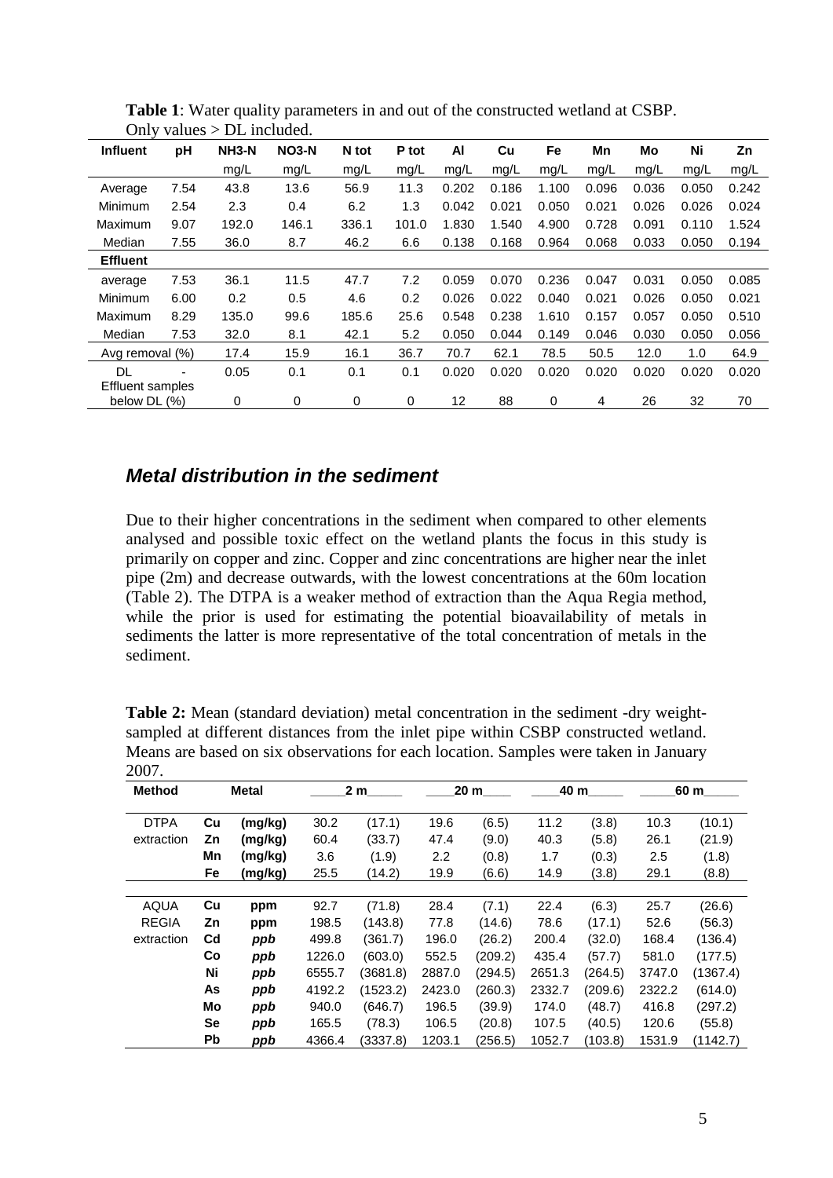**Table 1**: Water quality parameters in and out of the constructed wetland at CSBP. Only values > DL included.

| Influent | pH | NH3-N | NO3-N | N tot | P tot | Al | Cu | Fe | Mn | Mo | Ni | Zn |
|---|---|---|---|---|---|---|---|---|---|---|---|---|
| | | mg/L | mg/L | mg/L | mg/L | mg/L | mg/L | mg/L | mg/L | mg/L | mg/L | mg/L |
| Average | 7.54 | 43.8 | 13.6 | 56.9 | 11.3 | 0.202 | 0.186 | 1.100 | 0.096 | 0.036 | 0.050 | 0.242 |
| Minimum | 2.54 | 2.3 | 0.4 | 6.2 | 1.3 | 0.042 | 0.021 | 0.050 | 0.021 | 0.026 | 0.026 | 0.024 |
| Maximum | 9.07 | 192.0 | 146.1 | 336.1 | 101.0 | 1.830 | 1.540 | 4.900 | 0.728 | 0.091 | 0.110 | 1.524 |
| Median | 7.55 | 36.0 | 8.7 | 46.2 | 6.6 | 0.138 | 0.168 | 0.964 | 0.068 | 0.033 | 0.050 | 0.194 |
| **Effluent** | | | | | | | | | | | | |
| average | 7.53 | 36.1 | 11.5 | 47.7 | 7.2 | 0.059 | 0.070 | 0.236 | 0.047 | 0.031 | 0.050 | 0.085 |
| Minimum | 6.00 | 0.2 | 0.5 | 4.6 | 0.2 | 0.026 | 0.022 | 0.040 | 0.021 | 0.026 | 0.050 | 0.021 |
| Maximum | 8.29 | 135.0 | 99.6 | 185.6 | 25.6 | 0.548 | 0.238 | 1.610 | 0.157 | 0.057 | 0.050 | 0.510 |
| Median | 7.53 | 32.0 | 8.1 | 42.1 | 5.2 | 0.050 | 0.044 | 0.149 | 0.046 | 0.030 | 0.050 | 0.056 |
| Avg removal (%) | | 17.4 | 15.9 | 16.1 | 36.7 | 70.7 | 62.1 | 78.5 | 50.5 | 12.0 | 1.0 | 64.9 |
| DL | - | 0.05 | 0.1 | 0.1 | 0.1 | 0.020 | 0.020 | 0.020 | 0.020 | 0.020 | 0.020 | 0.020 |
| Effluent samples below DL (%) | | 0 | 0 | 0 | 0 | 12 | 88 | 0 | 4 | 26 | 32 | 70 |

## *Metal distribution in the sediment*

Due to their higher concentrations in the sediment when compared to other elements analysed and possible toxic effect on the wetland plants the focus in this study is primarily on copper and zinc. Copper and zinc concentrations are higher near the inlet pipe (2m) and decrease outwards, with the lowest concentrations at the 60m location (Table 2). The DTPA is a weaker method of extraction than the Aqua Regia method, while the prior is used for estimating the potential bioavailability of metals in sediments the latter is more representative of the total concentration of metals in the sediment.

**Table 2:** Mean (standard deviation) metal concentration in the sediment -dry weight- sampled at different distances from the inlet pipe within CSBP constructed wetland. Means are based on six observations for each location. Samples were taken in January 2007.

| Method | Metal | | 2 m | | 20 m | | 40 m | | 60 m | |
|---|---|---|---|---|---|---|---|---|---|---|
| DTPA extraction | Cu | (mg/kg) | 30.2 | (17.1) | 19.6 | (6.5) | 11.2 | (3.8) | 10.3 | (10.1) |
| | Zn | (mg/kg) | 60.4 | (33.7) | 47.4 | (9.0) | 40.3 | (5.8) | 26.1 | (21.9) |
| | Mn | (mg/kg) | 3.6 | (1.9) | 2.2 | (0.8) | 1.7 | (0.3) | 2.5 | (1.8) |
| | Fe | (mg/kg) | 25.5 | (14.2) | 19.9 | (6.6) | 14.9 | (3.8) | 29.1 | (8.8) |
| AQUA REGIA extraction | Cu | ppm | 92.7 | (71.8) | 28.4 | (7.1) | 22.4 | (6.3) | 25.7 | (26.6) |
| | Zn | ppm | 198.5 | (143.8) | 77.8 | (14.6) | 78.6 | (17.1) | 52.6 | (56.3) |
| | Cd | *ppb* | 499.8 | (361.7) | 196.0 | (26.2) | 200.4 | (32.0) | 168.4 | (136.4) |
| | Co | *ppb* | 1226.0 | (603.0) | 552.5 | (209.2) | 435.4 | (57.7) | 581.0 | (177.5) |
| | Ni | *ppb* | 6555.7 | (3681.8) | 2887.0 | (294.5) | 2651.3 | (264.5) | 3747.0 | (1367.4) |
| | As | *ppb* | 4192.2 | (1523.2) | 2423.0 | (260.3) | 2332.7 | (209.6) | 2322.2 | (614.0) |
| | Mo | *ppb* | 940.0 | (646.7) | 196.5 | (39.9) | 174.0 | (48.7) | 416.8 | (297.2) |
| | Se | *ppb* | 165.5 | (78.3) | 106.5 | (20.8) | 107.5 | (40.5) | 120.6 | (55.8) |
| | Pb | *ppb* | 4366.4 | (3337.8) | 1203.1 | (256.5) | 1052.7 | (103.8) | 1531.9 | (1142.7) |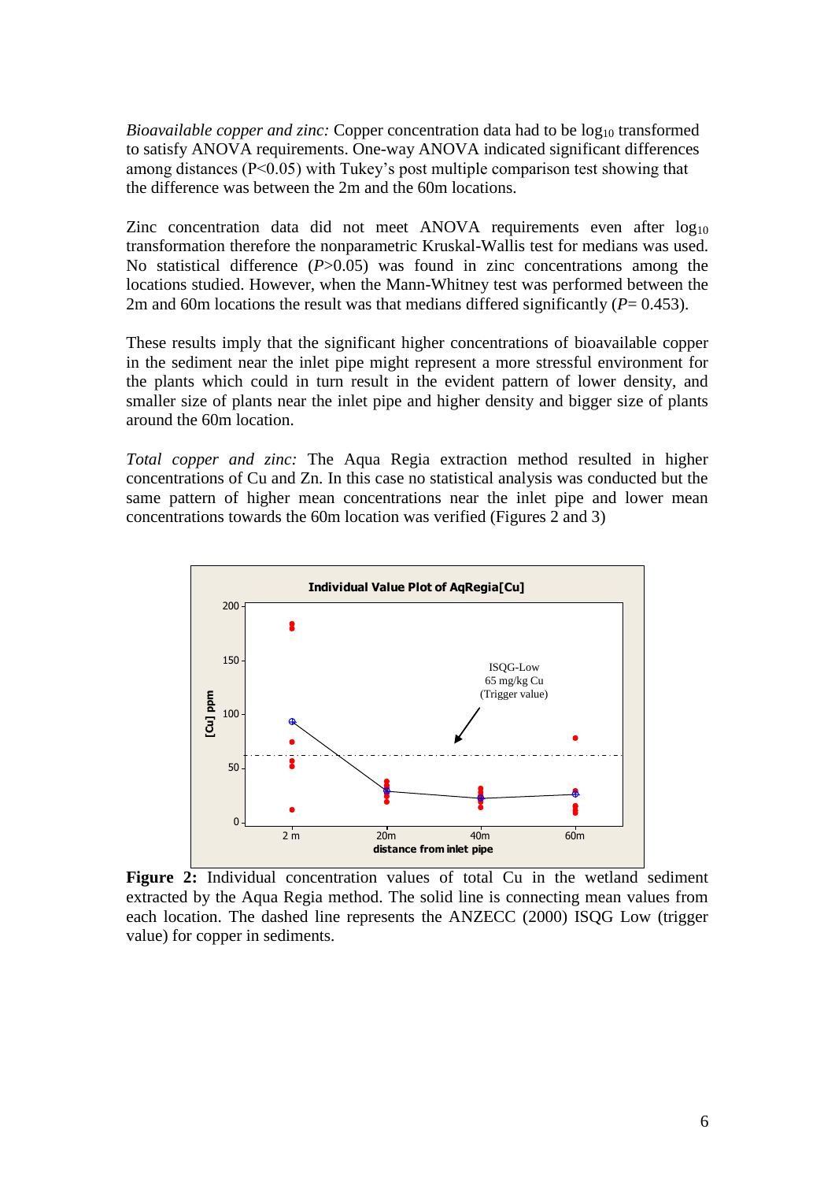*Bioavailable copper and zinc:* Copper concentration data had to be $\log_{10}$ transformed to satisfy ANOVA requirements. One-way ANOVA indicated significant differences among distances ($P<0.05$) with Tukey's post multiple comparison test showing that the difference was between the 2m and the 60m locations.

Zinc concentration data did not meet ANOVA requirements even after $\log_{10}$ transformation therefore the nonparametric Kruskal-Wallis test for medians was used. No statistical difference ($P>0.05$) was found in zinc concentrations among the locations studied. However, when the Mann-Whitney test was performed between the 2m and 60m locations the result was that medians differed significantly ($P= 0.453$).

These results imply that the significant higher concentrations of bioavailable copper in the sediment near the inlet pipe might represent a more stressful environment for the plants which could in turn result in the evident pattern of lower density, and smaller size of plants near the inlet pipe and higher density and bigger size of plants around the 60m location.

*Total copper and zinc:* The Aqua Regia extraction method resulted in higher concentrations of Cu and Zn. In this case no statistical analysis was conducted but the same pattern of higher mean concentrations near the inlet pipe and lower mean concentrations towards the 60m location was verified (Figures 2 and 3)

**Figure 2:** Individual concentration values of total Cu in the wetland sediment extracted by the Aqua Regia method. The solid line is connecting mean values from each location. The dashed line represents the ANZECC (2000) ISQG Low (trigger value) for copper in sediments.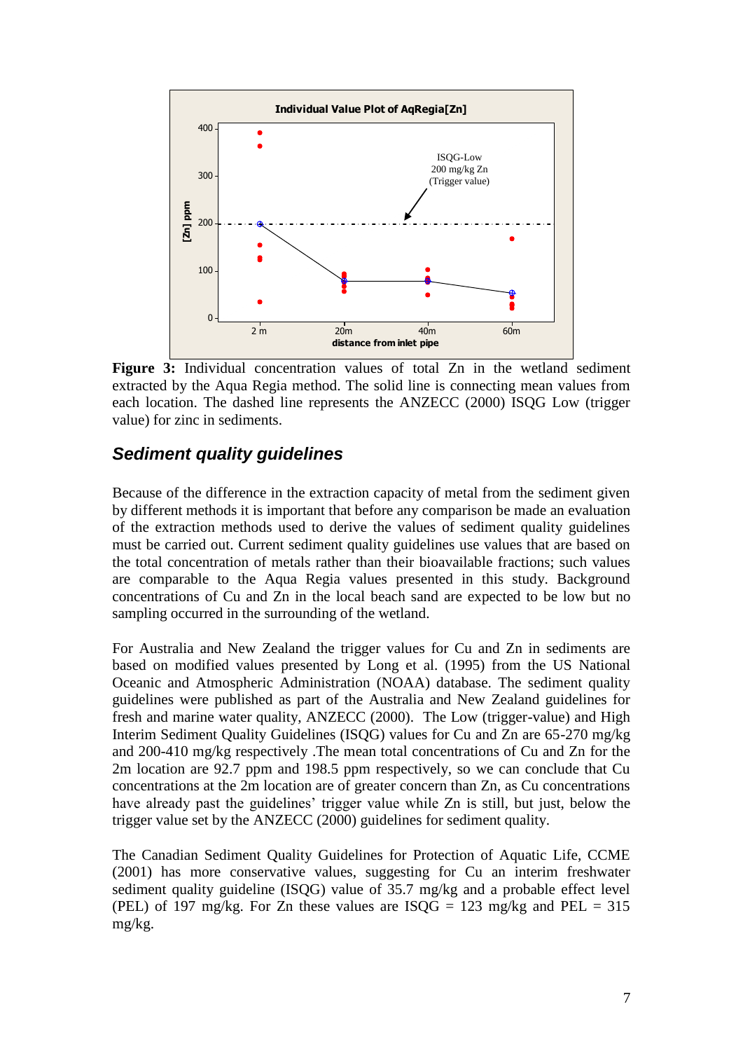**Figure 3:** Individual concentration values of total Zn in the wetland sediment extracted by the Aqua Regia method. The solid line is connecting mean values from each location. The dashed line represents the ANZECC (2000) ISQG Low (trigger value) for zinc in sediments.

## *Sediment quality guidelines*

Because of the difference in the extraction capacity of metal from the sediment given by different methods it is important that before any comparison be made an evaluation of the extraction methods used to derive the values of sediment quality guidelines must be carried out. Current sediment quality guidelines use values that are based on the total concentration of metals rather than their bioavailable fractions; such values are comparable to the Aqua Regia values presented in this study. Background concentrations of Cu and Zn in the local beach sand are expected to be low but no sampling occurred in the surrounding of the wetland.

For Australia and New Zealand the trigger values for Cu and Zn in sediments are based on modified values presented by Long et al. (1995) from the US National Oceanic and Atmospheric Administration (NOAA) database. The sediment quality guidelines were published as part of the Australia and New Zealand guidelines for fresh and marine water quality, ANZECC (2000). The Low (trigger-value) and High Interim Sediment Quality Guidelines (ISQG) values for Cu and Zn are 65-270 mg/kg and 200-410 mg/kg respectively .The mean total concentrations of Cu and Zn for the 2m location are 92.7 ppm and 198.5 ppm respectively, so we can conclude that Cu concentrations at the 2m location are of greater concern than Zn, as Cu concentrations have already past the guidelines' trigger value while Zn is still, but just, below the trigger value set by the ANZECC (2000) guidelines for sediment quality.

The Canadian Sediment Quality Guidelines for Protection of Aquatic Life, CCME (2001) has more conservative values, suggesting for Cu an interim freshwater sediment quality guideline (ISQG) value of 35.7 mg/kg and a probable effect level (PEL) of 197 mg/kg. For Zn these values are ISQG = 123 mg/kg and PEL = 315 mg/kg.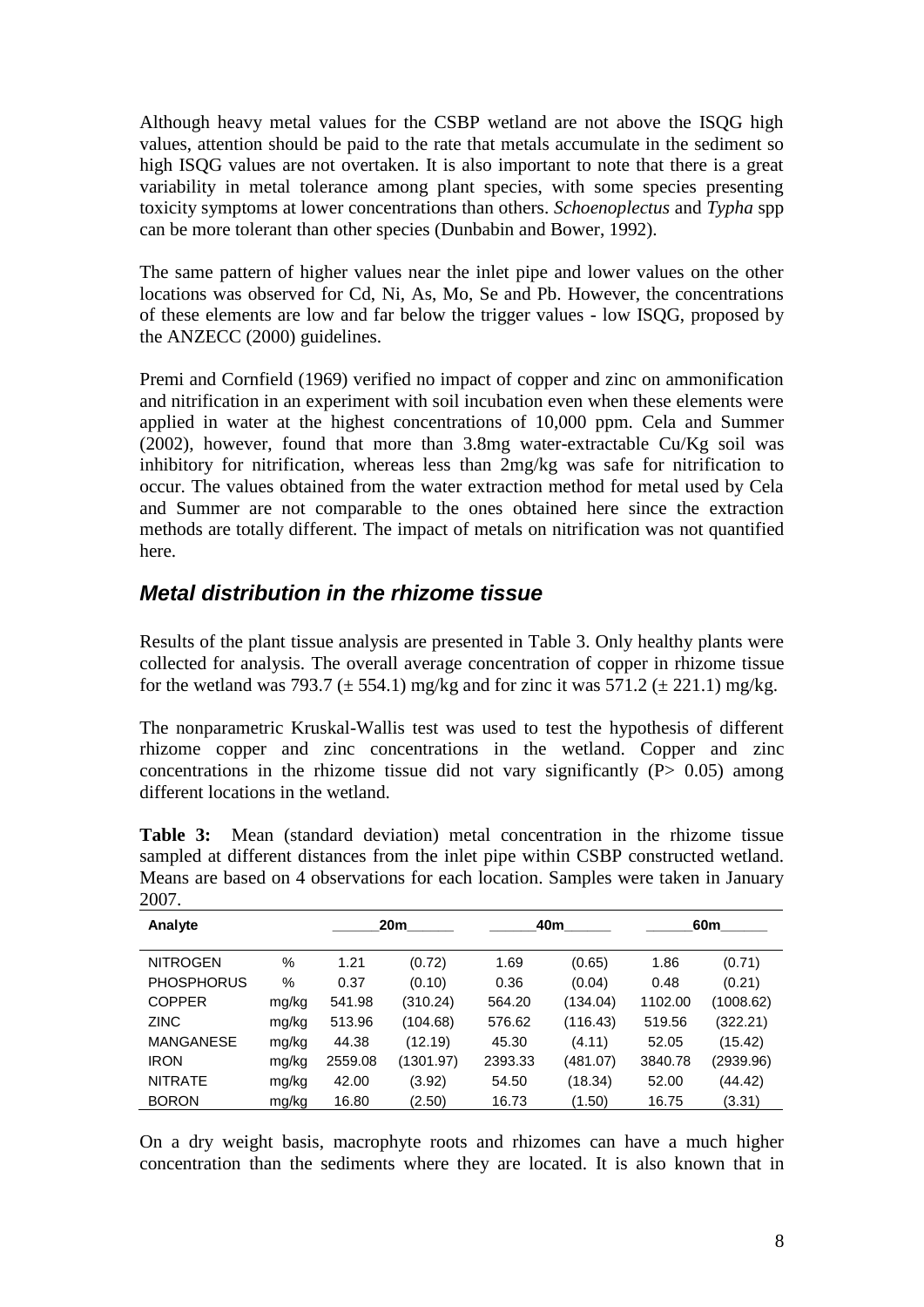Although heavy metal values for the CSBP wetland are not above the ISQG high values, attention should be paid to the rate that metals accumulate in the sediment so high ISQG values are not overtaken. It is also important to note that there is a great variability in metal tolerance among plant species, with some species presenting toxicity symptoms at lower concentrations than others. *Schoenoplectus* and *Typha* spp can be more tolerant than other species (Dunbabin and Bower, 1992).

The same pattern of higher values near the inlet pipe and lower values on the other locations was observed for Cd, Ni, As, Mo, Se and Pb. However, the concentrations of these elements are low and far below the trigger values - low ISQG, proposed by the ANZECC (2000) guidelines.

Premi and Cornfield (1969) verified no impact of copper and zinc on ammonification and nitrification in an experiment with soil incubation even when these elements were applied in water at the highest concentrations of 10,000 ppm. Cela and Summer (2002), however, found that more than 3.8mg water-extractable Cu/Kg soil was inhibitory for nitrification, whereas less than 2mg/kg was safe for nitrification to occur. The values obtained from the water extraction method for metal used by Cela and Summer are not comparable to the ones obtained here since the extraction methods are totally different. The impact of metals on nitrification was not quantified here.

## *Metal distribution in the rhizome tissue*

Results of the plant tissue analysis are presented in Table 3. Only healthy plants were collected for analysis. The overall average concentration of copper in rhizome tissue for the wetland was 793.7 ($\pm$ 554.1) mg/kg and for zinc it was 571.2 ($\pm$ 221.1) mg/kg.

The nonparametric Kruskal-Wallis test was used to test the hypothesis of different rhizome copper and zinc concentrations in the wetland. Copper and zinc concentrations in the rhizome tissue did not vary significantly ($P > 0.05$) among different locations in the wetland.

**Table 3:** Mean (standard deviation) metal concentration in the rhizome tissue sampled at different distances from the inlet pipe within CSBP constructed wetland. Means are based on 4 observations for each location. Samples were taken in January 2007.

| Analyte | | 20m | | 40m | | 60m | |
|---|---|---|---|---|---|---|---|
| NITROGEN | % | 1.21 | (0.72) | 1.69 | (0.65) | 1.86 | (0.71) |
| PHOSPHORUS | % | 0.37 | (0.10) | 0.36 | (0.04) | 0.48 | (0.21) |
| COPPER | mg/kg | 541.98 | (310.24) | 564.20 | (134.04) | 1102.00 | (1008.62) |
| ZINC | mg/kg | 513.96 | (104.68) | 576.62 | (116.43) | 519.56 | (322.21) |
| MANGANESE | mg/kg | 44.38 | (12.19) | 45.30 | (4.11) | 52.05 | (15.42) |
| IRON | mg/kg | 2559.08 | (1301.97) | 2393.33 | (481.07) | 3840.78 | (2939.96) |
| NITRATE | mg/kg | 42.00 | (3.92) | 54.50 | (18.34) | 52.00 | (44.42) |
| BORON | mg/kg | 16.80 | (2.50) | 16.73 | (1.50) | 16.75 | (3.31) |

On a dry weight basis, macrophyte roots and rhizomes can have a much higher concentration than the sediments where they are located. It is also known that in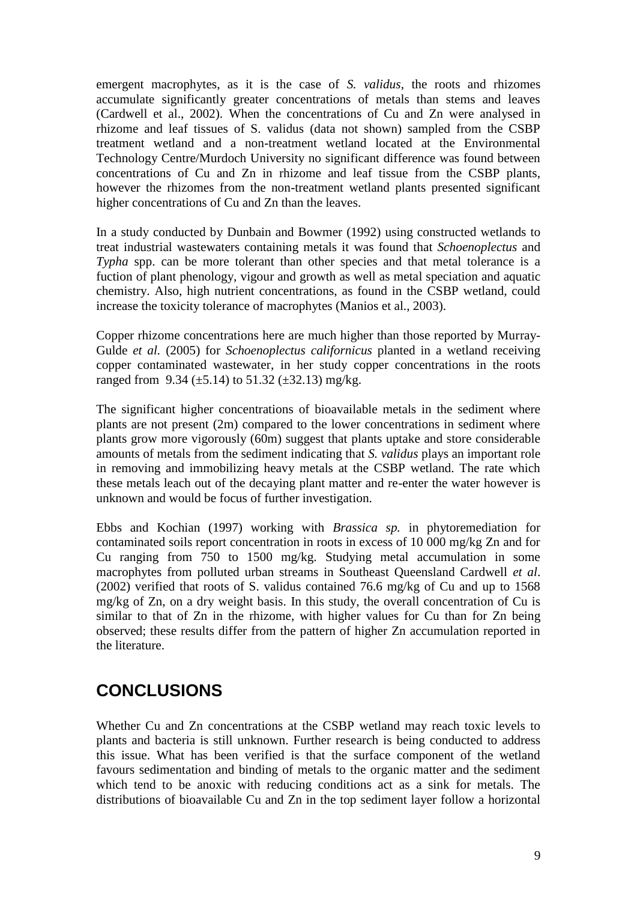emergent macrophytes, as it is the case of *S. validus*, the roots and rhizomes accumulate significantly greater concentrations of metals than stems and leaves (Cardwell et al., 2002). When the concentrations of Cu and Zn were analysed in rhizome and leaf tissues of S. validus (data not shown) sampled from the CSBP treatment wetland and a non-treatment wetland located at the Environmental Technology Centre/Murdoch University no significant difference was found between concentrations of Cu and Zn in rhizome and leaf tissue from the CSBP plants, however the rhizomes from the non-treatment wetland plants presented significant higher concentrations of Cu and Zn than the leaves.

In a study conducted by Dunbain and Bowmer (1992) using constructed wetlands to treat industrial wastewaters containing metals it was found that *Schoenoplectus* and *Typha* spp. can be more tolerant than other species and that metal tolerance is a fuction of plant phenology, vigour and growth as well as metal speciation and aquatic chemistry. Also, high nutrient concentrations, as found in the CSBP wetland, could increase the toxicity tolerance of macrophytes (Manios et al., 2003).

Copper rhizome concentrations here are much higher than those reported by Murray-Gulde *et al.* (2005) for *Schoenoplectus californicus* planted in a wetland receiving copper contaminated wastewater, in her study copper concentrations in the roots ranged from 9.34 (±5.14) to 51.32 (±32.13) mg/kg.

The significant higher concentrations of bioavailable metals in the sediment where plants are not present (2m) compared to the lower concentrations in sediment where plants grow more vigorously (60m) suggest that plants uptake and store considerable amounts of metals from the sediment indicating that *S. validus* plays an important role in removing and immobilizing heavy metals at the CSBP wetland. The rate which these metals leach out of the decaying plant matter and re-enter the water however is unknown and would be focus of further investigation.

Ebbs and Kochian (1997) working with *Brassica sp.* in phytoremediation for contaminated soils report concentration in roots in excess of 10 000 mg/kg Zn and for Cu ranging from 750 to 1500 mg/kg. Studying metal accumulation in some macrophytes from polluted urban streams in Southeast Queensland Cardwell *et al*. (2002) verified that roots of S. validus contained 76.6 mg/kg of Cu and up to 1568 mg/kg of Zn, on a dry weight basis. In this study, the overall concentration of Cu is similar to that of Zn in the rhizome, with higher values for Cu than for Zn being observed; these results differ from the pattern of higher Zn accumulation reported in the literature.

## CONCLUSIONS

Whether Cu and Zn concentrations at the CSBP wetland may reach toxic levels to plants and bacteria is still unknown. Further research is being conducted to address this issue. What has been verified is that the surface component of the wetland favours sedimentation and binding of metals to the organic matter and the sediment which tend to be anoxic with reducing conditions act as a sink for metals. The distributions of bioavailable Cu and Zn in the top sediment layer follow a horizontal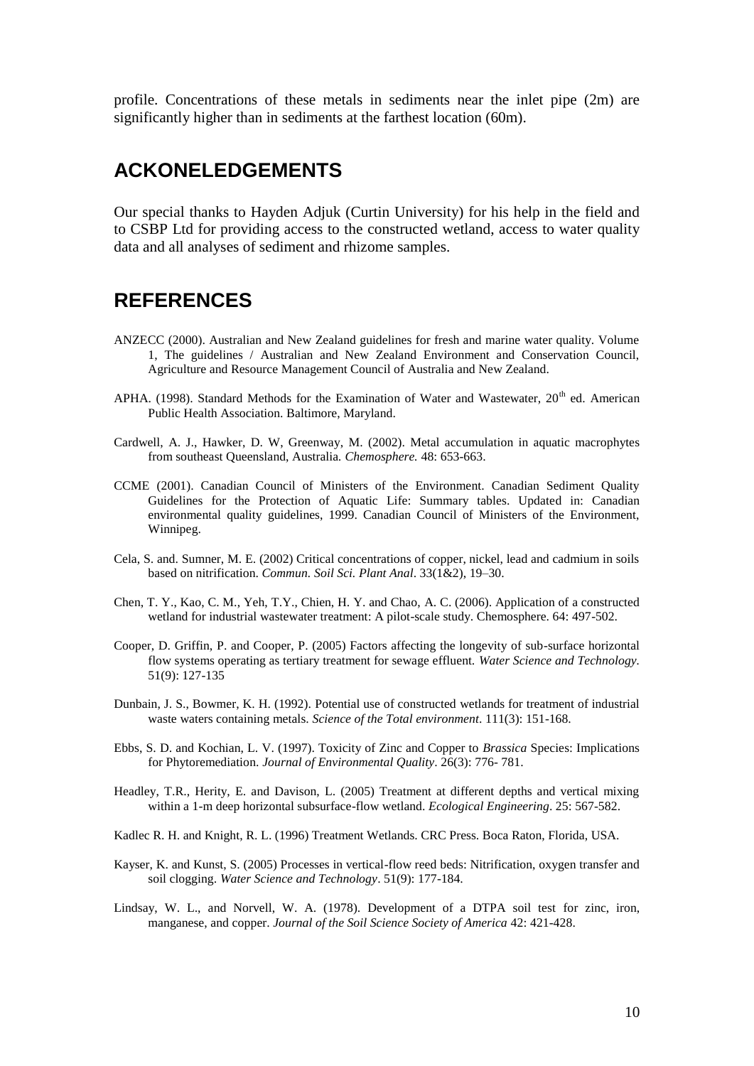profile. Concentrations of these metals in sediments near the inlet pipe (2m) are significantly higher than in sediments at the farthest location (60m).

## ACKONELEDGEMENTS

Our special thanks to Hayden Adjuk (Curtin University) for his help in the field and to CSBP Ltd for providing access to the constructed wetland, access to water quality data and all analyses of sediment and rhizome samples.

## REFERENCES

ANZECC (2000). Australian and New Zealand guidelines for fresh and marine water quality. Volume 1, The guidelines / Australian and New Zealand Environment and Conservation Council, Agriculture and Resource Management Council of Australia and New Zealand.

APHA. (1998). Standard Methods for the Examination of Water and Wastewater, 20th ed. American Public Health Association. Baltimore, Maryland.

Cardwell, A. J., Hawker, D. W, Greenway, M. (2002). Metal accumulation in aquatic macrophytes from southeast Queensland, Australia. *Chemosphere.* 48: 653-663.

CCME (2001). Canadian Council of Ministers of the Environment. Canadian Sediment Quality Guidelines for the Protection of Aquatic Life: Summary tables. Updated in: Canadian environmental quality guidelines, 1999. Canadian Council of Ministers of the Environment, Winnipeg.

Cela, S. and. Sumner, M. E. (2002) Critical concentrations of copper, nickel, lead and cadmium in soils based on nitrification. *Commun. Soil Sci. Plant Anal*. 33(1&2), 19–30.

Chen, T. Y., Kao, C. M., Yeh, T.Y., Chien, H. Y. and Chao, A. C. (2006). Application of a constructed wetland for industrial wastewater treatment: A pilot-scale study. Chemosphere. 64: 497-502.

Cooper, D. Griffin, P. and Cooper, P. (2005) Factors affecting the longevity of sub-surface horizontal flow systems operating as tertiary treatment for sewage effluent. *Water Science and Technology.* 51(9): 127-135

Dunbain, J. S., Bowmer, K. H. (1992). Potential use of constructed wetlands for treatment of industrial waste waters containing metals. *Science of the Total environment*. 111(3): 151-168.

Ebbs, S. D. and Kochian, L. V. (1997). Toxicity of Zinc and Copper to *Brassica* Species: Implications for Phytoremediation. *Journal of Environmental Quality*. 26(3): 776- 781.

Headley, T.R., Herity, E. and Davison, L. (2005) Treatment at different depths and vertical mixing within a 1-m deep horizontal subsurface-flow wetland. *Ecological Engineering*. 25: 567-582.

Kadlec R. H. and Knight, R. L. (1996) Treatment Wetlands. CRC Press. Boca Raton, Florida, USA.

Kayser, K. and Kunst, S. (2005) Processes in vertical-flow reed beds: Nitrification, oxygen transfer and soil clogging. *Water Science and Technology*. 51(9): 177-184.

Lindsay, W. L., and Norvell, W. A. (1978). Development of a DTPA soil test for zinc, iron, manganese, and copper. *Journal of the Soil Science Society of America* 42: 421-428.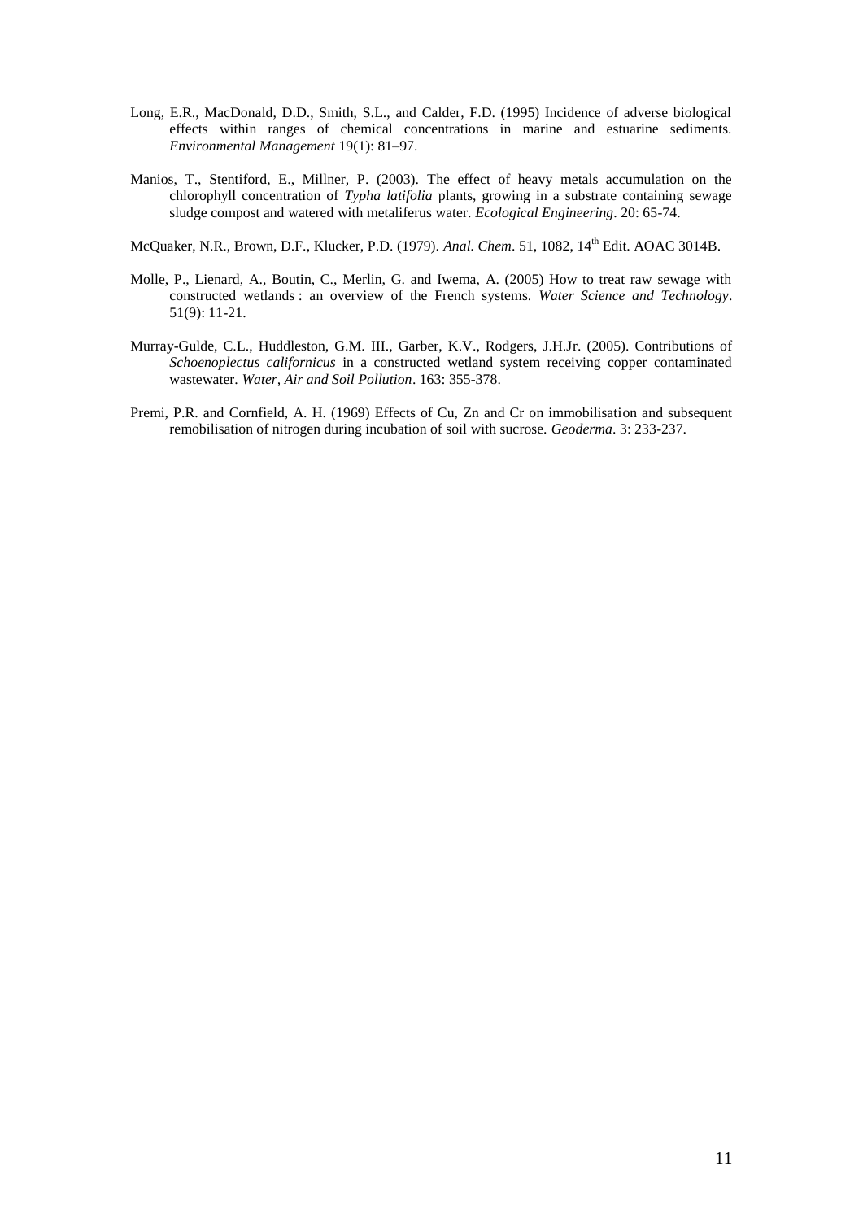Long, E.R., MacDonald, D.D., Smith, S.L., and Calder, F.D. (1995) Incidence of adverse biological effects within ranges of chemical concentrations in marine and estuarine sediments. *Environmental Management* 19(1): 81–97.

Manios, T., Stentiford, E., Millner, P. (2003). The effect of heavy metals accumulation on the chlorophyll concentration of *Typha latifolia* plants, growing in a substrate containing sewage sludge compost and watered with metaliferus water. *Ecological Engineering*. 20: 65-74.

McQuaker, N.R., Brown, D.F., Klucker, P.D. (1979). *Anal. Chem*. 51, 1082, 14th Edit. AOAC 3014B.

Molle, P., Lienard, A., Boutin, C., Merlin, G. and Iwema, A. (2005) How to treat raw sewage with constructed wetlands : an overview of the French systems. *Water Science and Technology*. 51(9): 11-21.

Murray-Gulde, C.L., Huddleston, G.M. III., Garber, K.V., Rodgers, J.H.Jr. (2005). Contributions of *Schoenoplectus californicus* in a constructed wetland system receiving copper contaminated wastewater. *Water, Air and Soil Pollution*. 163: 355-378.

Premi, P.R. and Cornfield, A. H. (1969) Effects of Cu, Zn and Cr on immobilisation and subsequent remobilisation of nitrogen during incubation of soil with sucrose. *Geoderma*. 3: 233-237.